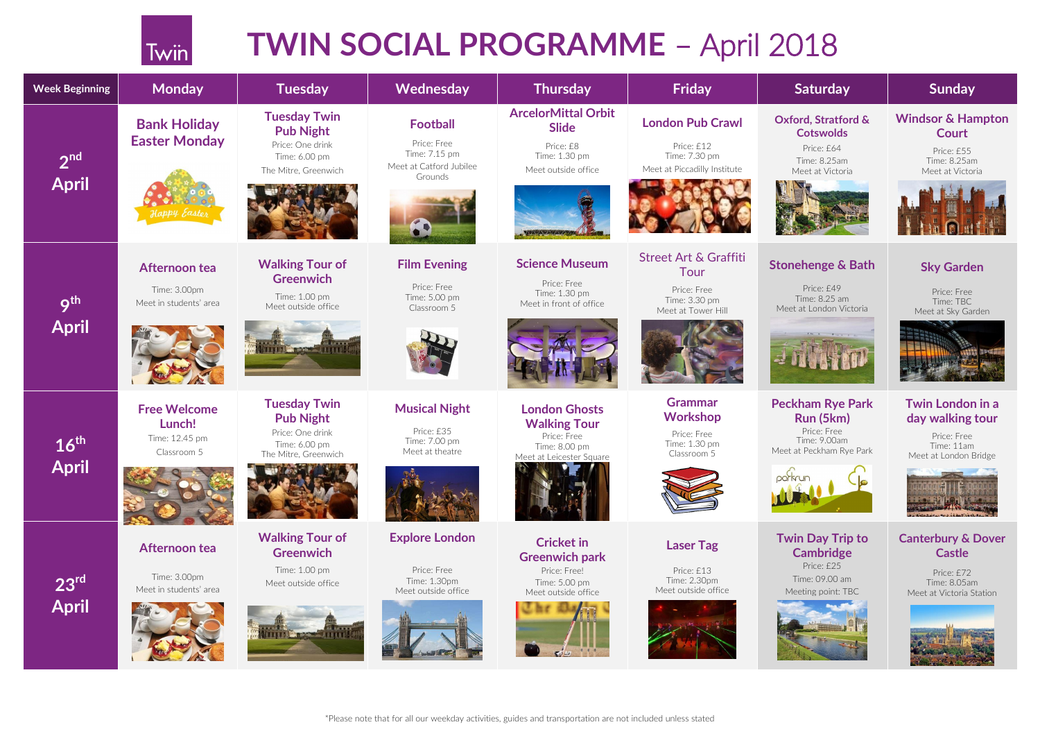# TWIN SOCIAL PROGRAMME – April 2018

| Week Beginning | Monday | Tuesday | Wednesday | Thursday | Friday | Saturday | Sunday |
|---|---|---|---|---|---|---|---|
| 2nd April | **Bank Holiday Easter Monday**<br>Happy Easter | **Tuesday Twin Pub Night**<br>Price: One drink<br>Time: 6.00 pm<br>The Mitre, Greenwich | **Football**<br>Price: Free<br>Time: 7.15 pm<br>Meet at Catford Jubilee Grounds | **ArcelorMittal Orbit Slide**<br>Price: £8<br>Time: 1.30 pm<br>Meet outside office | **London Pub Crawl**<br>Price: £12<br>Time: 7.30 pm<br>Meet at Piccadilly Institute | **Oxford, Stratford & Cotswolds**<br>Price: £64<br>Time: 8.25am<br>Meet at Victoria | **Windsor & Hampton Court**<br>Price: £55<br>Time: 8.25am<br>Meet at Victoria |
| 9th April | **Afternoon tea**<br>Time: 3.00pm<br>Meet in students' area | **Walking Tour of Greenwich**<br>Time: 1.00 pm<br>Meet outside office | **Film Evening**<br>Price: Free<br>Time: 5.00 pm<br>Classroom 5 | **Science Museum**<br>Price: Free<br>Time: 1.30 pm<br>Meet in front of office | **Street Art & Graffiti Tour**<br>Price: Free<br>Time: 3.30 pm<br>Meet at Tower Hill | **Stonehenge & Bath**<br>Price: £49<br>Time: 8.25 am<br>Meet at London Victoria | **Sky Garden**<br>Price: Free<br>Time: TBC<br>Meet at Sky Garden |
| 16th April | **Free Welcome Lunch!**<br>Time: 12.45 pm<br>Classroom 5 | **Tuesday Twin Pub Night**<br>Price: One drink<br>Time: 6.00 pm<br>The Mitre, Greenwich | **Musical Night**<br>Price: £35<br>Time: 7.00 pm<br>Meet at theatre | **London Ghosts Walking Tour**<br>Price: Free<br>Time: 8.00 pm<br>Meet at Leicester Square | **Grammar Workshop**<br>Price: Free<br>Time: 1.30 pm<br>Classroom 5 | **Peckham Rye Park Run (5km)**<br>Price: Free<br>Time: 9.00am<br>Meet at Peckham Rye Park | **Twin London in a day walking tour**<br>Price: Free<br>Time: 11am<br>Meet at London Bridge |
| 23rd April | **Afternoon tea**<br>Time: 3.00pm<br>Meet in students' area | **Walking Tour of Greenwich**<br>Time: 1.00 pm<br>Meet outside office | **Explore London**<br>Price: Free<br>Time: 1.30pm<br>Meet outside office | **Cricket in Greenwich park**<br>Price: Free!<br>Time: 5.00 pm<br>Meet outside office | **Laser Tag**<br>Price: £13<br>Time: 2.30pm<br>Meet outside office | **Twin Day Trip to Cambridge**<br>Price: £25<br>Time: 09.00 am<br>Meeting point: TBC | **Canterbury & Dover Castle**<br>Price: £72<br>Time: 8.05am<br>Meet at Victoria Station |

*Please note that for all our weekday activities, guides and transportation are not included unless stated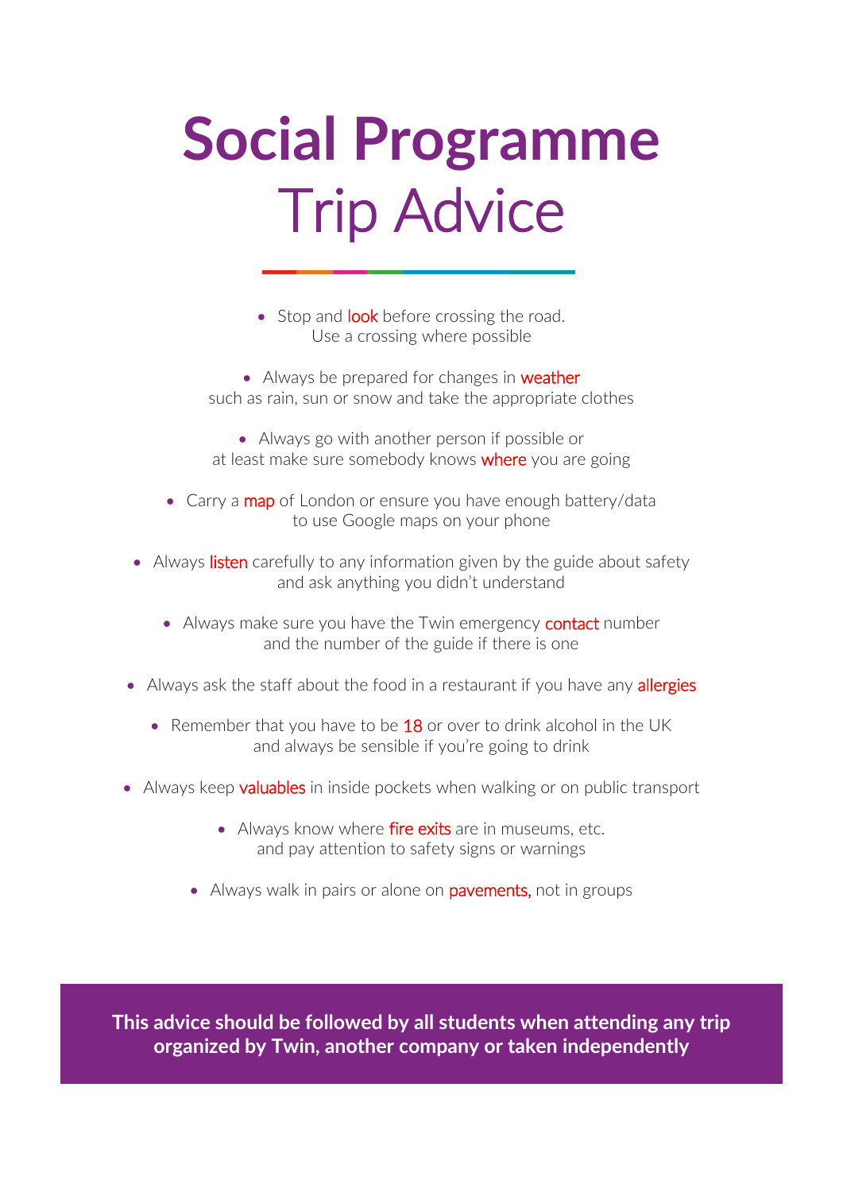# **Social Programme**
# Trip Advice

- Stop and look before crossing the road. Use a crossing where possible
- Always be prepared for changes in weather such as rain, sun or snow and take the appropriate clothes
- Always go with another person if possible or at least make sure somebody knows where you are going
- Carry a map of London or ensure you have enough battery/data to use Google maps on your phone
- Always listen carefully to any information given by the guide about safety and ask anything you didn't understand
- Always make sure you have the Twin emergency contact number and the number of the guide if there is one
- Always ask the staff about the food in a restaurant if you have any allergies
- Remember that you have to be 18 or over to drink alcohol in the UK and always be sensible if you're going to drink
- Always keep valuables in inside pockets when walking or on public transport
- Always know where fire exits are in museums, etc. and pay attention to safety signs or warnings
- Always walk in pairs or alone on pavements, not in groups

**This advice should be followed by all students when attending any trip organized by Twin, another company or taken independently**